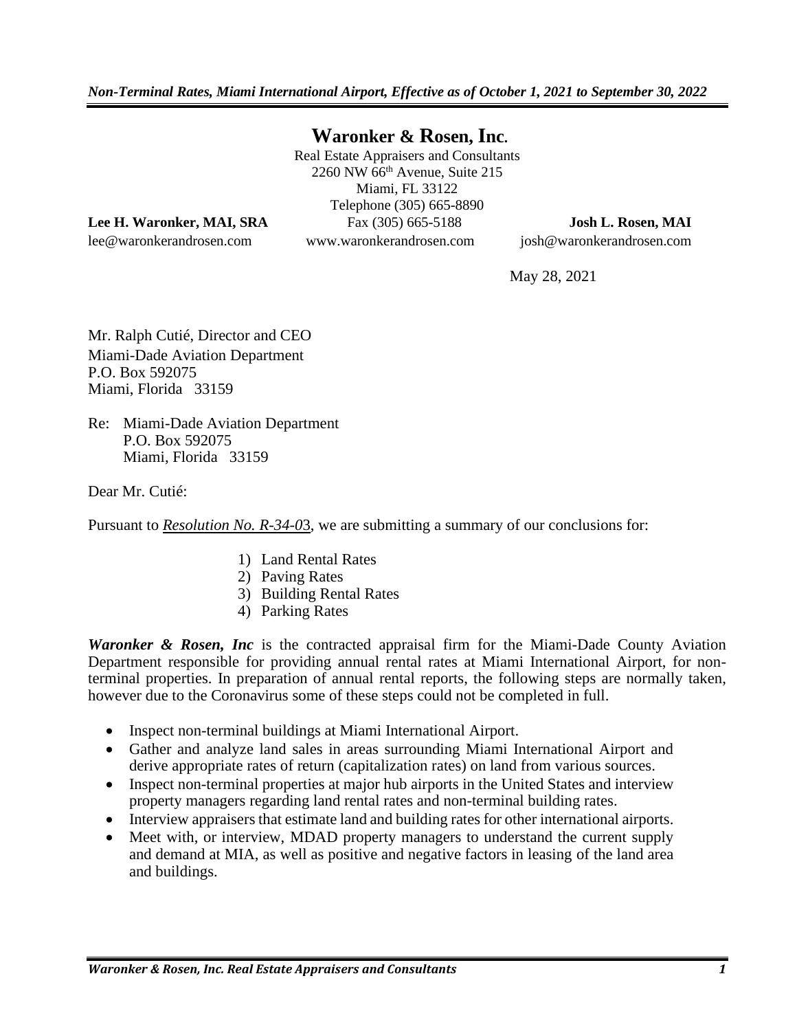# Waronker & Rosen, Inc.

Real Estate Appraisers and Consultants
2260 NW 66th Avenue, Suite 215
Miami, FL 33122
Telephone (305) 665-8890
Fax (305) 665-5188
www.waronkerandrosen.com

**Lee H. Waronker, MAI, SRA**
lee@waronkerandrosen.com

**Josh L. Rosen, MAI**
josh@waronkerandrosen.com

May 28, 2021

Mr. Ralph Cutié, Director and CEO
Miami-Dade Aviation Department
P.O. Box 592075
Miami, Florida 33159

Re: Miami-Dade Aviation Department
P.O. Box 592075
Miami, Florida 33159

Dear Mr. Cutié:

Pursuant to *Resolution No. R-34-0*3, we are submitting a summary of our conclusions for:

1) Land Rental Rates
2) Paving Rates
3) Building Rental Rates
4) Parking Rates

***Waronker & Rosen, Inc*** is the contracted appraisal firm for the Miami-Dade County Aviation Department responsible for providing annual rental rates at Miami International Airport, for non-terminal properties. In preparation of annual rental reports, the following steps are normally taken, however due to the Coronavirus some of these steps could not be completed in full.

- Inspect non-terminal buildings at Miami International Airport.
- Gather and analyze land sales in areas surrounding Miami International Airport and derive appropriate rates of return (capitalization rates) on land from various sources.
- Inspect non-terminal properties at major hub airports in the United States and interview property managers regarding land rental rates and non-terminal building rates.
- Interview appraisers that estimate land and building rates for other international airports.
- Meet with, or interview, MDAD property managers to understand the current supply and demand at MIA, as well as positive and negative factors in leasing of the land area and buildings.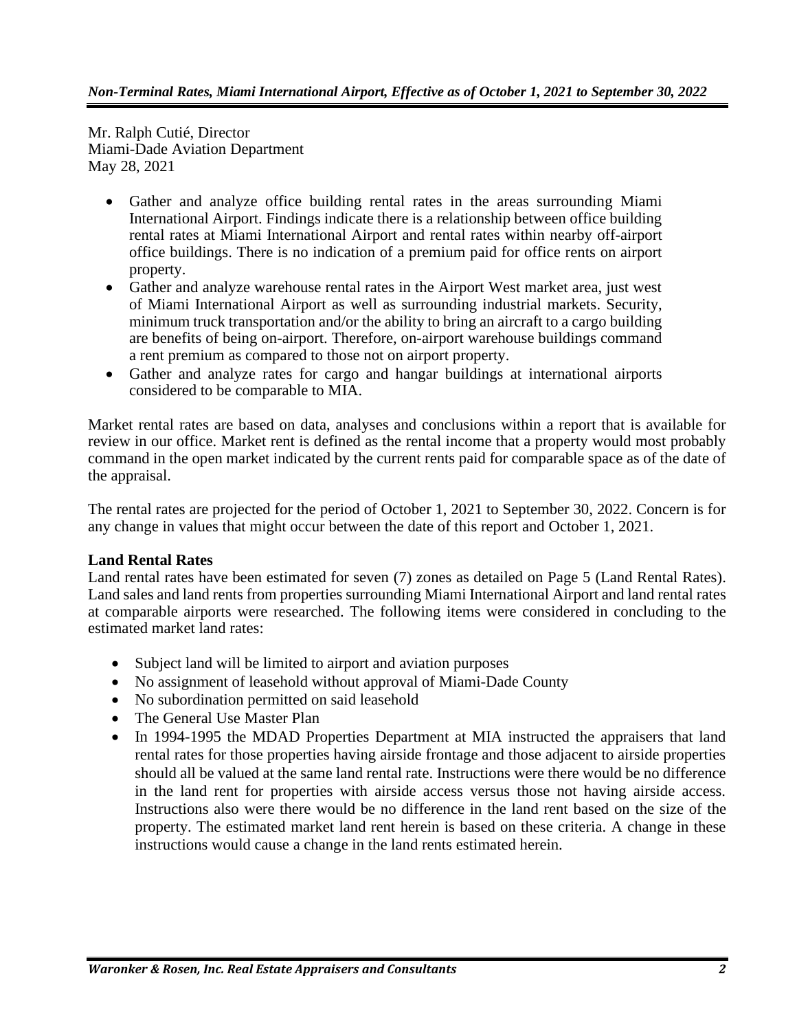Mr. Ralph Cutié, Director
Miami-Dade Aviation Department
May 28, 2021

- Gather and analyze office building rental rates in the areas surrounding Miami International Airport. Findings indicate there is a relationship between office building rental rates at Miami International Airport and rental rates within nearby off-airport office buildings. There is no indication of a premium paid for office rents on airport property.
- Gather and analyze warehouse rental rates in the Airport West market area, just west of Miami International Airport as well as surrounding industrial markets. Security, minimum truck transportation and/or the ability to bring an aircraft to a cargo building are benefits of being on-airport. Therefore, on-airport warehouse buildings command a rent premium as compared to those not on airport property.
- Gather and analyze rates for cargo and hangar buildings at international airports considered to be comparable to MIA.

Market rental rates are based on data, analyses and conclusions within a report that is available for review in our office. Market rent is defined as the rental income that a property would most probably command in the open market indicated by the current rents paid for comparable space as of the date of the appraisal.

The rental rates are projected for the period of October 1, 2021 to September 30, 2022. Concern is for any change in values that might occur between the date of this report and October 1, 2021.

**Land Rental Rates**

Land rental rates have been estimated for seven (7) zones as detailed on Page 5 (Land Rental Rates). Land sales and land rents from properties surrounding Miami International Airport and land rental rates at comparable airports were researched. The following items were considered in concluding to the estimated market land rates:

- Subject land will be limited to airport and aviation purposes
- No assignment of leasehold without approval of Miami-Dade County
- No subordination permitted on said leasehold
- The General Use Master Plan
- In 1994-1995 the MDAD Properties Department at MIA instructed the appraisers that land rental rates for those properties having airside frontage and those adjacent to airside properties should all be valued at the same land rental rate. Instructions were there would be no difference in the land rent for properties with airside access versus those not having airside access. Instructions also were there would be no difference in the land rent based on the size of the property. The estimated market land rent herein is based on these criteria. A change in these instructions would cause a change in the land rents estimated herein.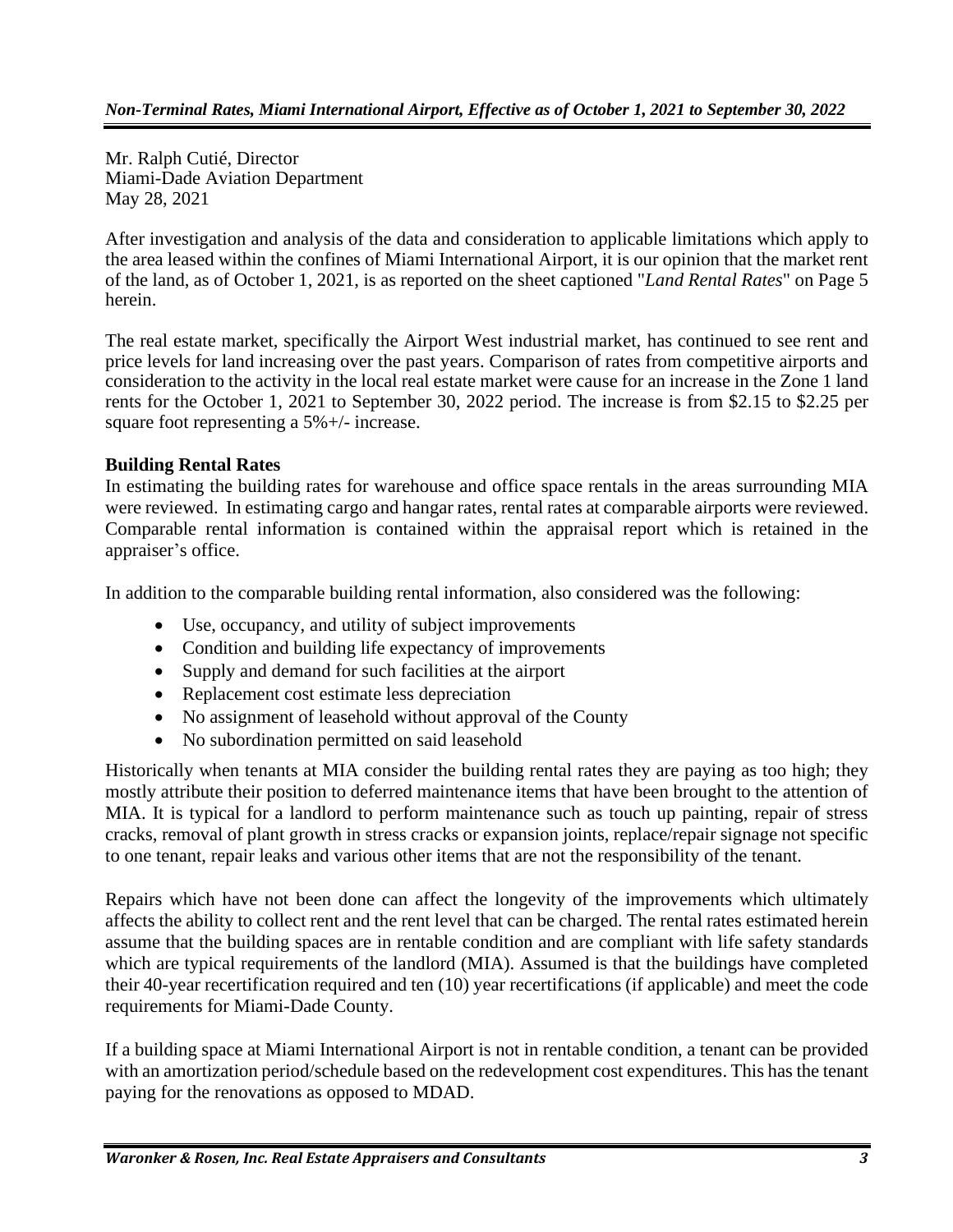Mr. Ralph Cutié, Director
Miami-Dade Aviation Department
May 28, 2021

After investigation and analysis of the data and consideration to applicable limitations which apply to the area leased within the confines of Miami International Airport, it is our opinion that the market rent of the land, as of October 1, 2021, is as reported on the sheet captioned "*Land Rental Rates*" on Page 5 herein.

The real estate market, specifically the Airport West industrial market, has continued to see rent and price levels for land increasing over the past years. Comparison of rates from competitive airports and consideration to the activity in the local real estate market were cause for an increase in the Zone 1 land rents for the October 1, 2021 to September 30, 2022 period. The increase is from $2.15 to $2.25 per square foot representing a 5%+/- increase.

**Building Rental Rates**

In estimating the building rates for warehouse and office space rentals in the areas surrounding MIA were reviewed. In estimating cargo and hangar rates, rental rates at comparable airports were reviewed. Comparable rental information is contained within the appraisal report which is retained in the appraiser's office.

In addition to the comparable building rental information, also considered was the following:

- Use, occupancy, and utility of subject improvements
- Condition and building life expectancy of improvements
- Supply and demand for such facilities at the airport
- Replacement cost estimate less depreciation
- No assignment of leasehold without approval of the County
- No subordination permitted on said leasehold

Historically when tenants at MIA consider the building rental rates they are paying as too high; they mostly attribute their position to deferred maintenance items that have been brought to the attention of MIA. It is typical for a landlord to perform maintenance such as touch up painting, repair of stress cracks, removal of plant growth in stress cracks or expansion joints, replace/repair signage not specific to one tenant, repair leaks and various other items that are not the responsibility of the tenant.

Repairs which have not been done can affect the longevity of the improvements which ultimately affects the ability to collect rent and the rent level that can be charged. The rental rates estimated herein assume that the building spaces are in rentable condition and are compliant with life safety standards which are typical requirements of the landlord (MIA). Assumed is that the buildings have completed their 40-year recertification required and ten (10) year recertifications (if applicable) and meet the code requirements for Miami-Dade County.

If a building space at Miami International Airport is not in rentable condition, a tenant can be provided with an amortization period/schedule based on the redevelopment cost expenditures. This has the tenant paying for the renovations as opposed to MDAD.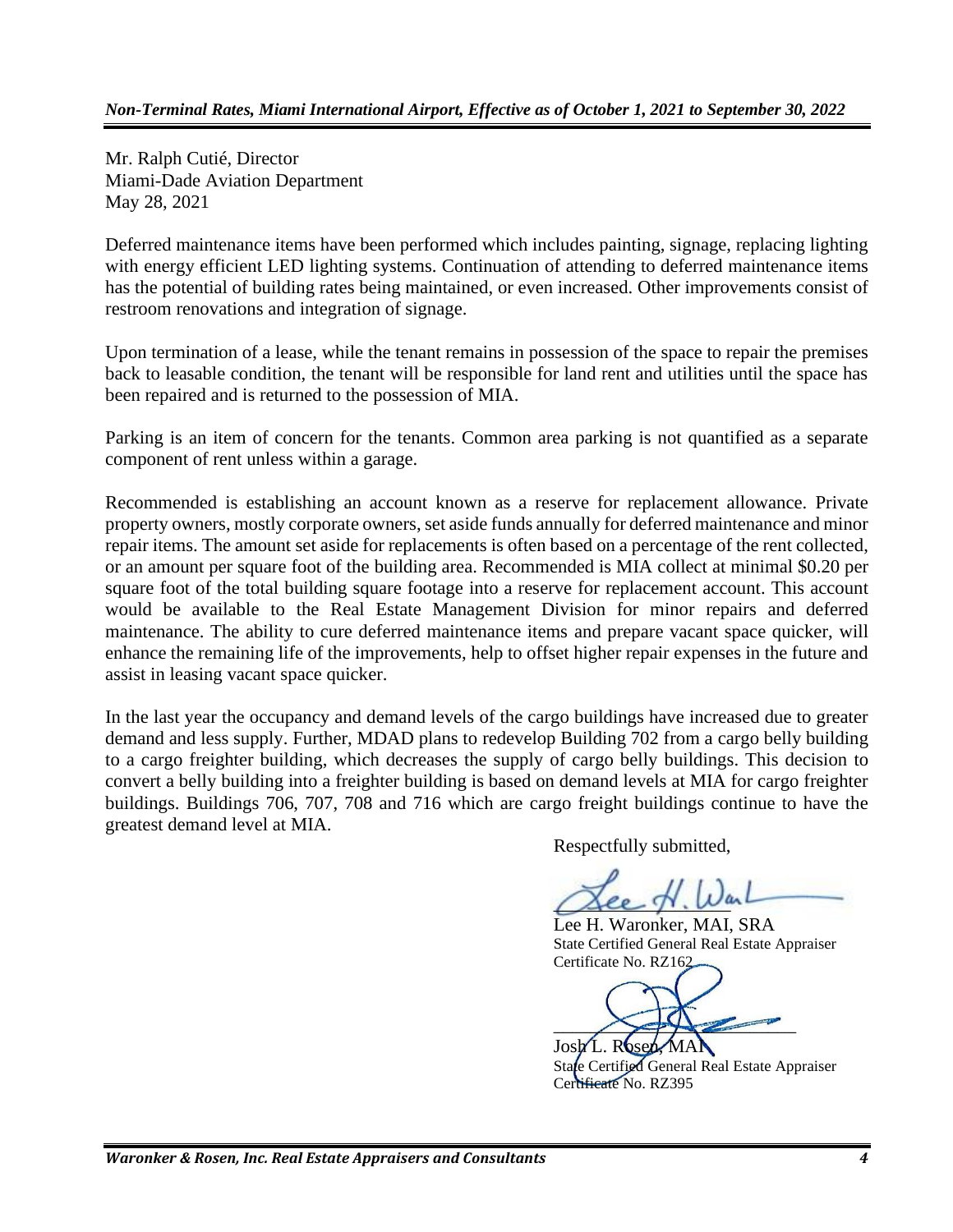Mr. Ralph Cutié, Director
Miami-Dade Aviation Department
May 28, 2021

Deferred maintenance items have been performed which includes painting, signage, replacing lighting with energy efficient LED lighting systems. Continuation of attending to deferred maintenance items has the potential of building rates being maintained, or even increased. Other improvements consist of restroom renovations and integration of signage.

Upon termination of a lease, while the tenant remains in possession of the space to repair the premises back to leasable condition, the tenant will be responsible for land rent and utilities until the space has been repaired and is returned to the possession of MIA.

Parking is an item of concern for the tenants. Common area parking is not quantified as a separate component of rent unless within a garage.

Recommended is establishing an account known as a reserve for replacement allowance. Private property owners, mostly corporate owners, set aside funds annually for deferred maintenance and minor repair items. The amount set aside for replacements is often based on a percentage of the rent collected, or an amount per square foot of the building area. Recommended is MIA collect at minimal $0.20 per square foot of the total building square footage into a reserve for replacement account. This account would be available to the Real Estate Management Division for minor repairs and deferred maintenance. The ability to cure deferred maintenance items and prepare vacant space quicker, will enhance the remaining life of the improvements, help to offset higher repair expenses in the future and assist in leasing vacant space quicker.

In the last year the occupancy and demand levels of the cargo buildings have increased due to greater demand and less supply. Further, MDAD plans to redevelop Building 702 from a cargo belly building to a cargo freighter building, which decreases the supply of cargo belly buildings. This decision to convert a belly building into a freighter building is based on demand levels at MIA for cargo freighter buildings. Buildings 706, 707, 708 and 716 which are cargo freight buildings continue to have the greatest demand level at MIA.

Respectfully submitted,

Lee H. Waronker, MAI, SRA
State Certified General Real Estate Appraiser
Certificate No. RZ162

Josh L. Rosen, MAI
State Certified General Real Estate Appraiser
Certificate No. RZ395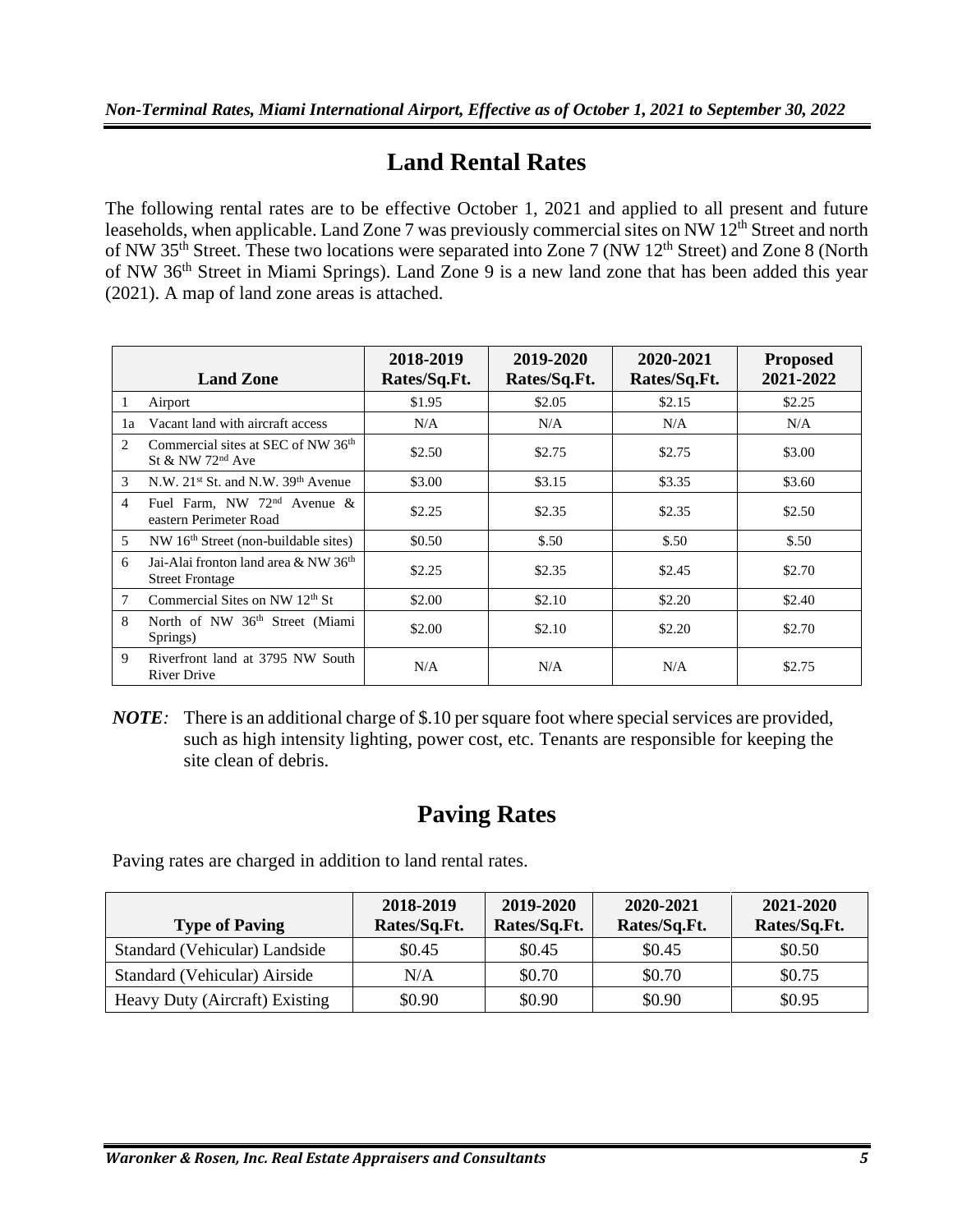# Land Rental Rates

The following rental rates are to be effective October 1, 2021 and applied to all present and future leaseholds, when applicable. Land Zone 7 was previously commercial sites on NW 12th Street and north of NW 35th Street. These two locations were separated into Zone 7 (NW 12th Street) and Zone 8 (North of NW 36th Street in Miami Springs). Land Zone 9 is a new land zone that has been added this year (2021). A map of land zone areas is attached.

| | Land Zone | 2018-2019 Rates/Sq.Ft. | 2019-2020 Rates/Sq.Ft. | 2020-2021 Rates/Sq.Ft. | Proposed 2021-2022 |
|---|---|---|---|---|---|
| 1 | Airport | $1.95 | $2.05 | $2.15 | $2.25 |
| 1a | Vacant land with aircraft access | N/A | N/A | N/A | N/A |
| 2 | Commercial sites at SEC of NW 36th St & NW 72nd Ave | $2.50 | $2.75 | $2.75 | $3.00 |
| 3 | N.W. 21st St. and N.W. 39th Avenue | $3.00 | $3.15 | $3.35 | $3.60 |
| 4 | Fuel Farm, NW 72nd Avenue & eastern Perimeter Road | $2.25 | $2.35 | $2.35 | $2.50 |
| 5 | NW 16th Street (non-buildable sites) | $0.50 | $.50 | $.50 | $.50 |
| 6 | Jai-Alai fronton land area & NW 36th Street Frontage | $2.25 | $2.35 | $2.45 | $2.70 |
| 7 | Commercial Sites on NW 12th St | $2.00 | $2.10 | $2.20 | $2.40 |
| 8 | North of NW 36th Street (Miami Springs) | $2.00 | $2.10 | $2.20 | $2.70 |
| 9 | Riverfront land at 3795 NW South River Drive | N/A | N/A | N/A | $2.75 |

***NOTE:*** There is an additional charge of $.10 per square foot where special services are provided, such as high intensity lighting, power cost, etc. Tenants are responsible for keeping the site clean of debris.

# Paving Rates

Paving rates are charged in addition to land rental rates.

| Type of Paving | 2018-2019 Rates/Sq.Ft. | 2019-2020 Rates/Sq.Ft. | 2020-2021 Rates/Sq.Ft. | 2021-2020 Rates/Sq.Ft. |
|---|---|---|---|---|
| Standard (Vehicular) Landside | $0.45 | $0.45 | $0.45 | $0.50 |
| Standard (Vehicular) Airside | N/A | $0.70 | $0.70 | $0.75 |
| Heavy Duty (Aircraft) Existing | $0.90 | $0.90 | $0.90 | $0.95 |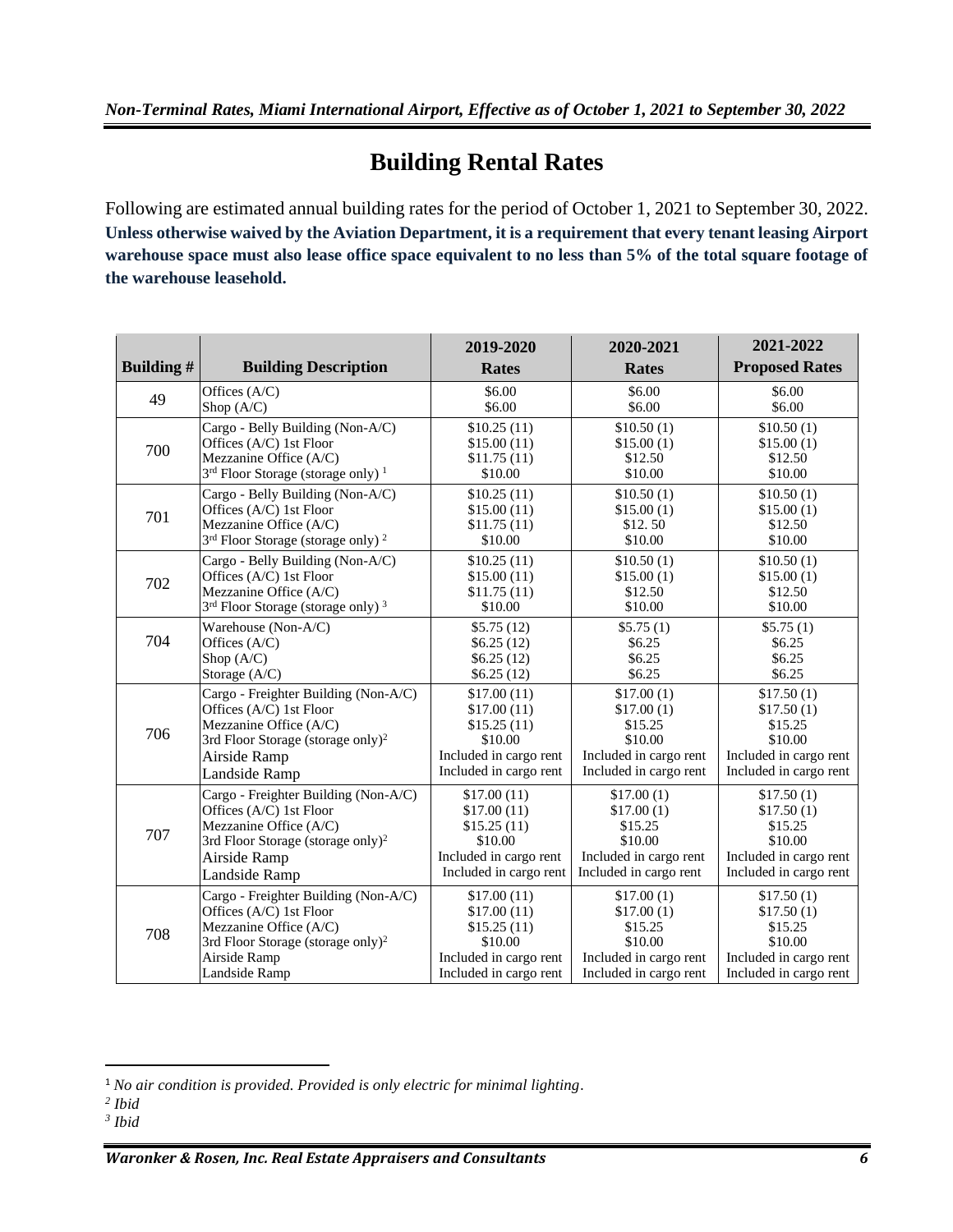## Building Rental Rates

Following are estimated annual building rates for the period of October 1, 2021 to September 30, 2022. **Unless otherwise waived by the Aviation Department, it is a requirement that every tenant leasing Airport warehouse space must also lease office space equivalent to no less than 5% of the total square footage of the warehouse leasehold.**

| Building # | Building Description | 2019-2020 Rates | 2020-2021 Rates | 2021-2022 Proposed Rates |
|---|---|---|---|---|
| 49 | Offices (A/C) | $6.00 | $6.00 | $6.00 |
| | Shop (A/C) | $6.00 | $6.00 | $6.00 |
| 700 | Cargo - Belly Building (Non-A/C) | $10.25 (11) | $10.50 (1) | $10.50 (1) |
| | Offices (A/C) 1st Floor | $15.00 (11) | $15.00 (1) | $15.00 (1) |
| | Mezzanine Office (A/C) | $11.75 (11) | $12.50 | $12.50 |
| | 3rd Floor Storage (storage only) [1] | $10.00 | $10.00 | $10.00 |
| 701 | Cargo - Belly Building (Non-A/C) | $10.25 (11) | $10.50 (1) | $10.50 (1) |
| | Offices (A/C) 1st Floor | $15.00 (11) | $15.00 (1) | $15.00 (1) |
| | Mezzanine Office (A/C) | $11.75 (11) | $12. 50 | $12.50 |
| | 3rd Floor Storage (storage only) [2] | $10.00 | $10.00 | $10.00 |
| 702 | Cargo - Belly Building (Non-A/C) | $10.25 (11) | $10.50 (1) | $10.50 (1) |
| | Offices (A/C) 1st Floor | $15.00 (11) | $15.00 (1) | $15.00 (1) |
| | Mezzanine Office (A/C) | $11.75 (11) | $12.50 | $12.50 |
| | 3rd Floor Storage (storage only) [3] | $10.00 | $10.00 | $10.00 |
| 704 | Warehouse (Non-A/C) | $5.75 (12) | $5.75 (1) | $5.75 (1) |
| | Offices (A/C) | $6.25 (12) | $6.25 | $6.25 |
| | Shop (A/C) | $6.25 (12) | $6.25 | $6.25 |
| | Storage (A/C) | $6.25 (12) | $6.25 | $6.25 |
| 706 | Cargo - Freighter Building (Non-A/C) | $17.00 (11) | $17.00 (1) | $17.50 (1) |
| | Offices (A/C) 1st Floor | $17.00 (11) | $17.00 (1) | $17.50 (1) |
| | Mezzanine Office (A/C) | $15.25 (11) | $15.25 | $15.25 |
| | 3rd Floor Storage (storage only)[2] | $10.00 | $10.00 | $10.00 |
| | Airside Ramp | Included in cargo rent | Included in cargo rent | Included in cargo rent |
| | Landside Ramp | Included in cargo rent | Included in cargo rent | Included in cargo rent |
| 707 | Cargo - Freighter Building (Non-A/C) | $17.00 (11) | $17.00 (1) | $17.50 (1) |
| | Offices (A/C) 1st Floor | $17.00 (11) | $17.00 (1) | $17.50 (1) |
| | Mezzanine Office (A/C) | $15.25 (11) | $15.25 | $15.25 |
| | 3rd Floor Storage (storage only)[2] | $10.00 | $10.00 | $10.00 |
| | Airside Ramp | Included in cargo rent | Included in cargo rent | Included in cargo rent |
| | Landside Ramp | Included in cargo rent | Included in cargo rent | Included in cargo rent |
| 708 | Cargo - Freighter Building (Non-A/C) | $17.00 (11) | $17.00 (1) | $17.50 (1) |
| | Offices (A/C) 1st Floor | $17.00 (11) | $17.00 (1) | $17.50 (1) |
| | Mezzanine Office (A/C) | $15.25 (11) | $15.25 | $15.25 |
| | 3rd Floor Storage (storage only)[2] | $10.00 | $10.00 | $10.00 |
| | Airside Ramp | Included in cargo rent | Included in cargo rent | Included in cargo rent |
| | Landside Ramp | Included in cargo rent | Included in cargo rent | Included in cargo rent |

[1] *No air condition is provided. Provided is only electric for minimal lighting.*

[2] *Ibid*

[3] *Ibid*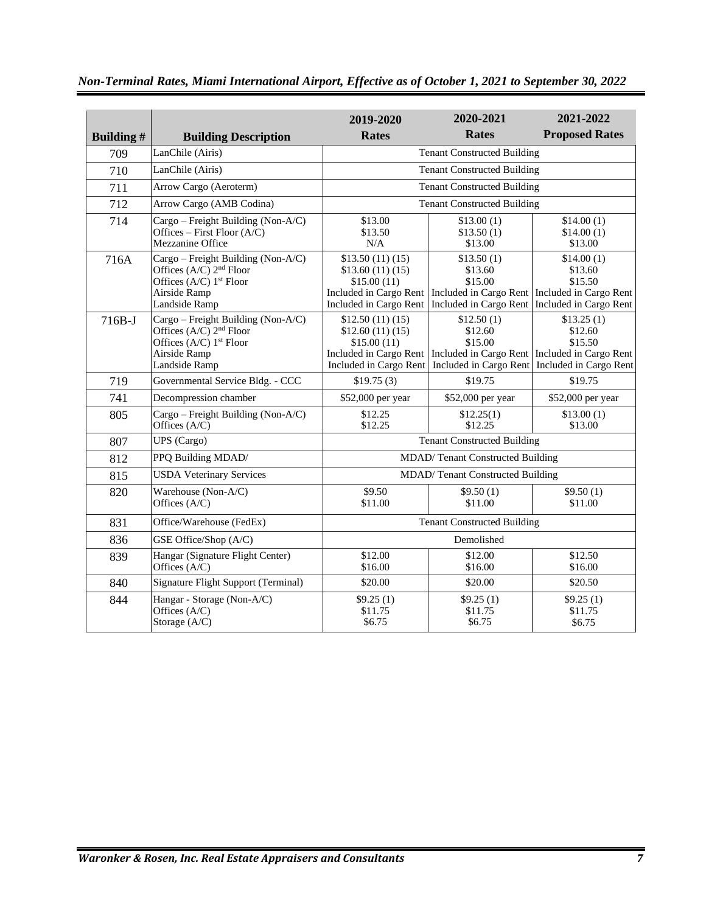*Non-Terminal Rates, Miami International Airport, Effective as of October 1, 2021 to September 30, 2022*

| Building # | Building Description | 2019-2020 Rates | 2020-2021 Rates | 2021-2022 Proposed Rates |
|---|---|---|---|---|
| 709 | LanChile (Airis) | Tenant Constructed Building | | |
| 710 | LanChile (Airis) | Tenant Constructed Building | | |
| 711 | Arrow Cargo (Aeroterm) | Tenant Constructed Building | | |
| 712 | Arrow Cargo (AMB Codina) | Tenant Constructed Building | | |
| 714 | Cargo – Freight Building (Non-A/C)<br>Offices – First Floor (A/C)<br>Mezzanine Office | $13.00<br>$13.50<br>N/A | $13.00 (1)<br>$13.50 (1)<br>$13.00 | $14.00 (1)<br>$14.00 (1)<br>$13.00 |
| 716A | Cargo – Freight Building (Non-A/C)<br>Offices (A/C) 2nd Floor<br>Offices (A/C) 1st Floor<br>Airside Ramp<br>Landside Ramp | $13.50 (11) (15)<br>$13.60 (11) (15)<br>$15.00 (11)<br>Included in Cargo Rent<br>Included in Cargo Rent | $13.50 (1)<br>$13.60<br>$15.00<br>Included in Cargo Rent<br>Included in Cargo Rent | $14.00 (1)<br>$13.60<br>$15.50<br>Included in Cargo Rent<br>Included in Cargo Rent |
| 716B-J | Cargo – Freight Building (Non-A/C)<br>Offices (A/C) 2nd Floor<br>Offices (A/C) 1st Floor<br>Airside Ramp<br>Landside Ramp | $12.50 (11) (15)<br>$12.60 (11) (15)<br>$15.00 (11)<br>Included in Cargo Rent<br>Included in Cargo Rent | $12.50 (1)<br>$12.60<br>$15.00<br>Included in Cargo Rent<br>Included in Cargo Rent | $13.25 (1)<br>$12.60<br>$15.50<br>Included in Cargo Rent<br>Included in Cargo Rent |
| 719 | Governmental Service Bldg. - CCC | $19.75 (3) | $19.75 | $19.75 |
| 741 | Decompression chamber | $52,000 per year | $52,000 per year | $52,000 per year |
| 805 | Cargo – Freight Building (Non-A/C)<br>Offices (A/C) | $12.25<br>$12.25 | $12.25(1)<br>$12.25 | $13.00 (1)<br>$13.00 |
| 807 | UPS (Cargo) | Tenant Constructed Building | | |
| 812 | PPQ Building MDAD/ | MDAD/ Tenant Constructed Building | | |
| 815 | USDA Veterinary Services | MDAD/ Tenant Constructed Building | | |
| 820 | Warehouse (Non-A/C)<br>Offices (A/C) | $9.50<br>$11.00 | $9.50 (1)<br>$11.00 | $9.50 (1)<br>$11.00 |
| 831 | Office/Warehouse (FedEx) | Tenant Constructed Building | | |
| 836 | GSE Office/Shop (A/C) | Demolished | | |
| 839 | Hangar (Signature Flight Center)<br>Offices (A/C) | $12.00<br>$16.00 | $12.00<br>$16.00 | $12.50<br>$16.00 |
| 840 | Signature Flight Support (Terminal) | $20.00 | $20.00 | $20.50 |
| 844 | Hangar - Storage (Non-A/C)<br>Offices (A/C)<br>Storage (A/C) | $9.25 (1)<br>$11.75<br>$6.75 | $9.25 (1)<br>$11.75<br>$6.75 | $9.25 (1)<br>$11.75<br>$6.75 |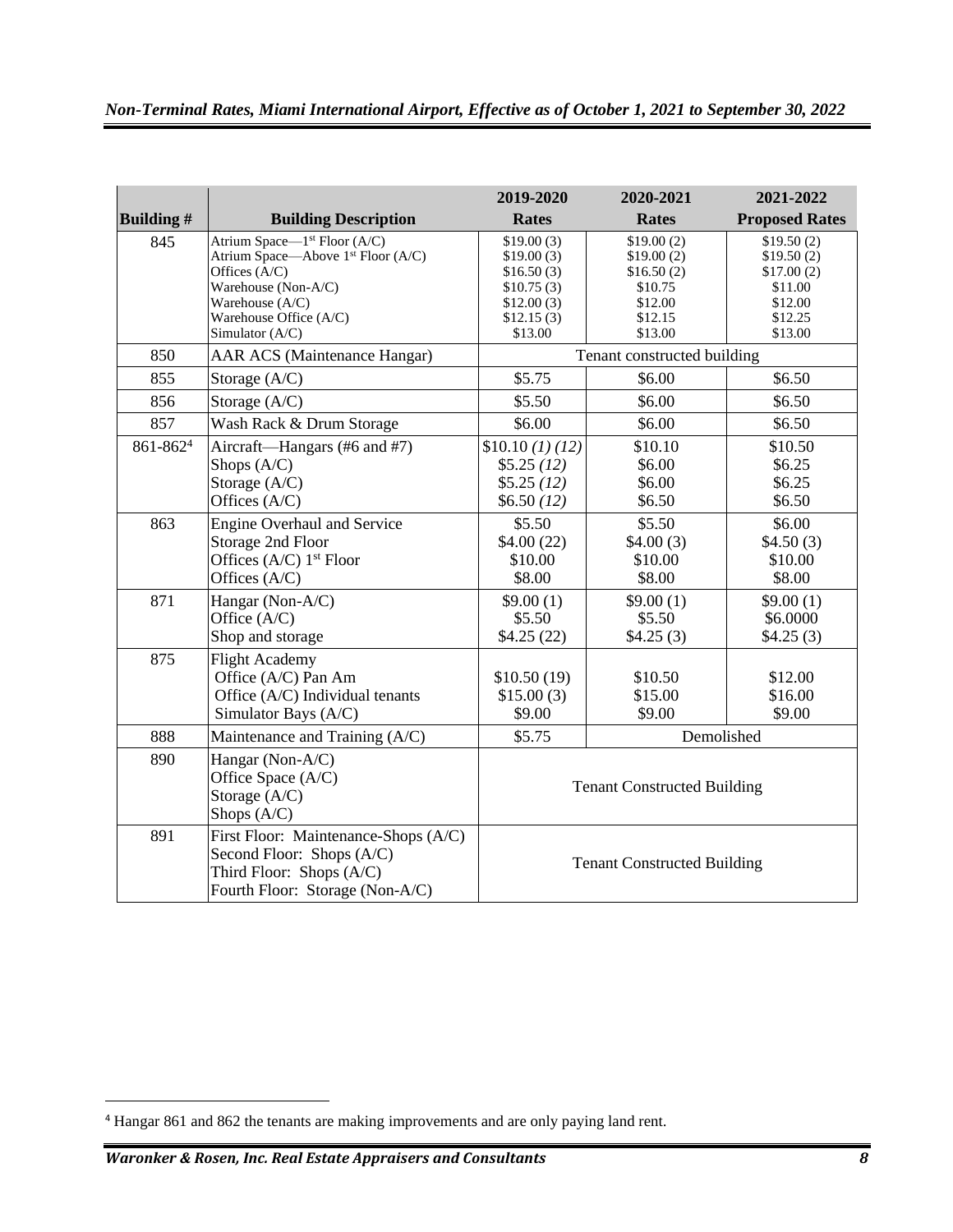| Building # | Building Description | 2019-2020 Rates | 2020-2021 Rates | 2021-2022 Proposed Rates |
|---|---|---|---|---|
| 845 | Atrium Space—1st Floor (A/C)<br>Atrium Space—Above 1st Floor (A/C)<br>Offices (A/C)<br>Warehouse (Non-A/C)<br>Warehouse (A/C)<br>Warehouse Office (A/C)<br>Simulator (A/C) | $19.00 (3)<br>$19.00 (3)<br>$16.50 (3)<br>$10.75 (3)<br>$12.00 (3)<br>$12.15 (3)<br>$13.00 | $19.00 (2)<br>$19.00 (2)<br>$16.50 (2)<br>$10.75<br>$12.00<br>$12.15<br>$13.00 | $19.50 (2)<br>$19.50 (2)<br>$17.00 (2)<br>$11.00<br>$12.00<br>$12.25<br>$13.00 |
| 850 | AAR ACS (Maintenance Hangar) | Tenant constructed building | | |
| 855 | Storage (A/C) | $5.75 | $6.00 | $6.50 |
| 856 | Storage (A/C) | $5.50 | $6.00 | $6.50 |
| 857 | Wash Rack & Drum Storage | $6.00 | $6.00 | $6.50 |
| 861-862[4] | Aircraft—Hangars (#6 and #7)<br>Shops (A/C)<br>Storage (A/C)<br>Offices (A/C) | $10.10 *(1) (12)*<br>$5.25 *(12)*<br>$5.25 *(12)*<br>$6.50 *(12)* | $10.10<br>$6.00<br>$6.00<br>$6.50 | $10.50<br>$6.25<br>$6.25<br>$6.50 |
| 863 | Engine Overhaul and Service<br>Storage 2nd Floor<br>Offices (A/C) 1st Floor<br>Offices (A/C) | $5.50<br>$4.00 (22)<br>$10.00<br>$8.00 | $5.50<br>$4.00 (3)<br>$10.00<br>$8.00 | $6.00<br>$4.50 (3)<br>$10.00<br>$8.00 |
| 871 | Hangar (Non-A/C)<br>Office (A/C)<br>Shop and storage | $9.00 (1)<br>$5.50<br>$4.25 (22) | $9.00 (1)<br>$5.50<br>$4.25 (3) | $9.00 (1)<br>$6.0000<br>$4.25 (3) |
| 875 | Flight Academy<br>Office (A/C) Pan Am<br>Office (A/C) Individual tenants<br>Simulator Bays (A/C) | <br>$10.50 (19)<br>$15.00 (3)<br>$9.00 | <br>$10.50<br>$15.00<br>$9.00 | <br>$12.00<br>$16.00<br>$9.00 |
| 888 | Maintenance and Training (A/C) | $5.75 | Demolished | |
| 890 | Hangar (Non-A/C)<br>Office Space (A/C)<br>Storage (A/C)<br>Shops (A/C) | Tenant Constructed Building | | |
| 891 | First Floor: Maintenance-Shops (A/C)<br>Second Floor: Shops (A/C)<br>Third Floor: Shops (A/C)<br>Fourth Floor: Storage (Non-A/C) | Tenant Constructed Building | | |

[4] Hangar 861 and 862 the tenants are making improvements and are only paying land rent.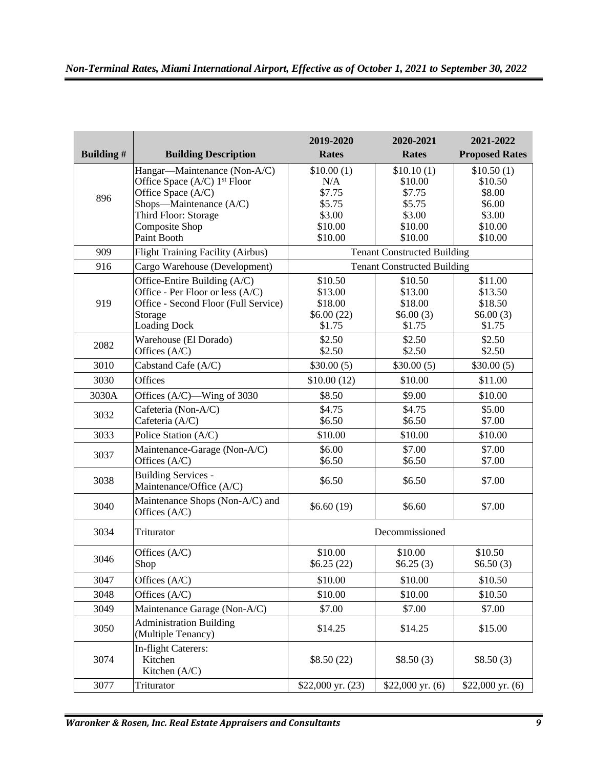| Building # | Building Description | 2019-2020 Rates | 2020-2021 Rates | 2021-2022 Proposed Rates |
|---|---|---|---|---|
| 896 | Hangar—Maintenance (Non-A/C)<br>Office Space (A/C) 1st Floor<br>Office Space (A/C)<br>Shops—Maintenance (A/C)<br>Third Floor: Storage<br>Composite Shop<br>Paint Booth | \$10.00 (1)<br>N/A<br>\$7.75<br>\$5.75<br>\$3.00<br>\$10.00<br>\$10.00 | \$10.10 (1)<br>\$10.00<br>\$7.75<br>\$5.75<br>\$3.00<br>\$10.00<br>\$10.00 | \$10.50 (1)<br>\$10.50<br>\$8.00<br>\$6.00<br>\$3.00<br>\$10.00<br>\$10.00 |
| 909 | Flight Training Facility (Airbus) | Tenant Constructed Building | | |
| 916 | Cargo Warehouse (Development) | Tenant Constructed Building | | |
| 919 | Office-Entire Building (A/C)<br>Office - Per Floor or less (A/C)<br>Office - Second Floor (Full Service)<br>Storage<br>Loading Dock | \$10.50<br>\$13.00<br>\$18.00<br>\$6.00 (22)<br>\$1.75 | \$10.50<br>\$13.00<br>\$18.00<br>\$6.00 (3)<br>\$1.75 | \$11.00<br>\$13.50<br>\$18.50<br>\$6.00 (3)<br>\$1.75 |
| 2082 | Warehouse (El Dorado)<br>Offices (A/C) | \$2.50<br>\$2.50 | \$2.50<br>\$2.50 | \$2.50<br>\$2.50 |
| 3010 | Cabstand Cafe (A/C) | \$30.00 (5) | \$30.00 (5) | \$30.00 (5) |
| 3030 | Offices | \$10.00 (12) | \$10.00 | \$11.00 |
| 3030A | Offices (A/C)—Wing of 3030 | \$8.50 | \$9.00 | \$10.00 |
| 3032 | Cafeteria (Non-A/C)<br>Cafeteria (A/C) | \$4.75<br>\$6.50 | \$4.75<br>\$6.50 | \$5.00<br>\$7.00 |
| 3033 | Police Station (A/C) | \$10.00 | \$10.00 | \$10.00 |
| 3037 | Maintenance-Garage (Non-A/C)<br>Offices (A/C) | \$6.00<br>\$6.50 | \$7.00<br>\$6.50 | \$7.00<br>\$7.00 |
| 3038 | Building Services - Maintenance/Office (A/C) | \$6.50 | \$6.50 | \$7.00 |
| 3040 | Maintenance Shops (Non-A/C) and Offices (A/C) | \$6.60 (19) | \$6.60 | \$7.00 |
| 3034 | Triturator | Decommissioned | | |
| 3046 | Offices (A/C)<br>Shop | \$10.00<br>\$6.25 (22) | \$10.00<br>\$6.25 (3) | \$10.50<br>\$6.50 (3) |
| 3047 | Offices (A/C) | \$10.00 | \$10.00 | \$10.50 |
| 3048 | Offices (A/C) | \$10.00 | \$10.00 | \$10.50 |
| 3049 | Maintenance Garage (Non-A/C) | \$7.00 | \$7.00 | \$7.00 |
| 3050 | Administration Building (Multiple Tenancy) | \$14.25 | \$14.25 | \$15.00 |
| 3074 | In-flight Caterers:<br>Kitchen<br>Kitchen (A/C) | \$8.50 (22) | \$8.50 (3) | \$8.50 (3) |
| 3077 | Triturator | \$22,000 yr. (23) | \$22,000 yr. (6) | \$22,000 yr. (6) |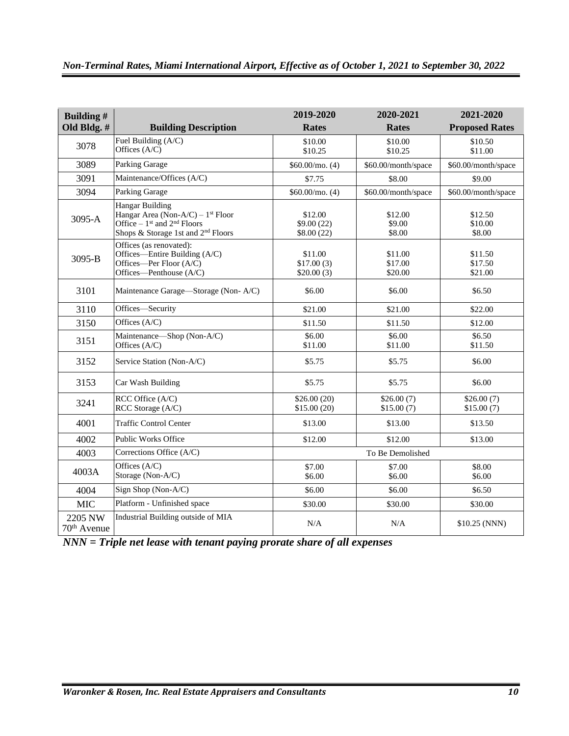*Non-Terminal Rates, Miami International Airport, Effective as of October 1, 2021 to September 30, 2022*

| Building # Old Bldg. # | Building Description | 2019-2020 Rates | 2020-2021 Rates | 2021-2020 Proposed Rates |
|---|---|---|---|---|
| 3078 | Fuel Building (A/C)<br>Offices (A/C) | \$10.00<br>\$10.25 | \$10.00<br>\$10.25 | \$10.50<br>\$11.00 |
| 3089 | Parking Garage | \$60.00/mo. (4) | \$60.00/month/space | \$60.00/month/space |
| 3091 | Maintenance/Offices (A/C) | \$7.75 | \$8.00 | \$9.00 |
| 3094 | Parking Garage | \$60.00/mo. (4) | \$60.00/month/space | \$60.00/month/space |
| 3095-A | Hangar Building<br>Hangar Area (Non-A/C) – 1st Floor<br>Office – 1st and 2nd Floors<br>Shops & Storage 1st and 2nd Floors | <br>\$12.00<br>\$9.00 (22)<br>\$8.00 (22) | <br>\$12.00<br>\$9.00<br>\$8.00 | <br>\$12.50<br>\$10.00<br>\$8.00 |
| 3095-B | Offices (as renovated):<br>Offices—Entire Building (A/C)<br>Offices—Per Floor (A/C)<br>Offices—Penthouse (A/C) | <br>\$11.00<br>\$17.00 (3)<br>\$20.00 (3) | <br>\$11.00<br>\$17.00<br>\$20.00 | <br>\$11.50<br>\$17.50<br>\$21.00 |
| 3101 | Maintenance Garage—Storage (Non- A/C) | \$6.00 | \$6.00 | \$6.50 |
| 3110 | Offices—Security | \$21.00 | \$21.00 | \$22.00 |
| 3150 | Offices (A/C) | \$11.50 | \$11.50 | \$12.00 |
| 3151 | Maintenance—Shop (Non-A/C)<br>Offices (A/C) | \$6.00<br>\$11.00 | \$6.00<br>\$11.00 | \$6.50<br>\$11.50 |
| 3152 | Service Station (Non-A/C) | \$5.75 | \$5.75 | \$6.00 |
| 3153 | Car Wash Building | \$5.75 | \$5.75 | \$6.00 |
| 3241 | RCC Office (A/C)<br>RCC Storage (A/C) | \$26.00 (20)<br>\$15.00 (20) | \$26.00 (7)<br>\$15.00 (7) | \$26.00 (7)<br>\$15.00 (7) |
| 4001 | Traffic Control Center | \$13.00 | \$13.00 | \$13.50 |
| 4002 | Public Works Office | \$12.00 | \$12.00 | \$13.00 |
| 4003 | Corrections Office (A/C) | To Be Demolished | | |
| 4003A | Offices (A/C)<br>Storage (Non-A/C) | \$7.00<br>\$6.00 | \$7.00<br>\$6.00 | \$8.00<br>\$6.00 |
| 4004 | Sign Shop (Non-A/C) | \$6.00 | \$6.00 | \$6.50 |
| MIC | Platform - Unfinished space | \$30.00 | \$30.00 | \$30.00 |
| 2205 NW 70th Avenue | Industrial Building outside of MIA | N/A | N/A | \$10.25 (NNN) |

***NNN = Triple net lease with tenant paying prorate share of all expenses***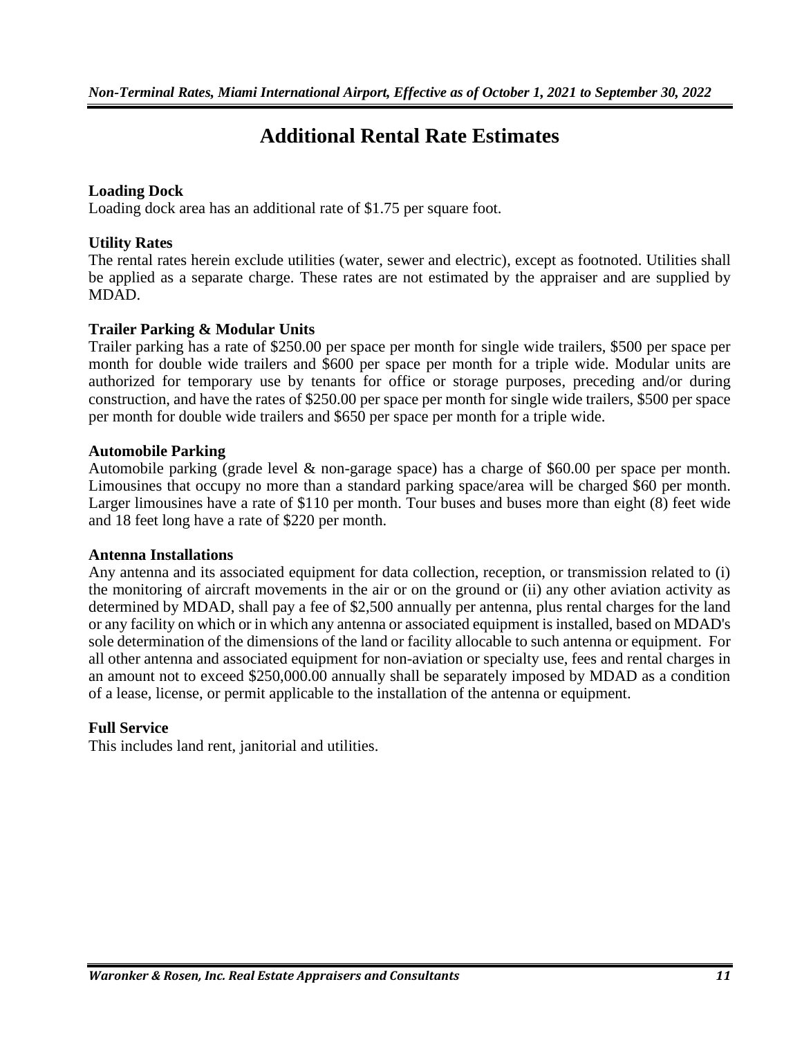# Additional Rental Rate Estimates

**Loading Dock**
Loading dock area has an additional rate of $1.75 per square foot.

**Utility Rates**
The rental rates herein exclude utilities (water, sewer and electric), except as footnoted. Utilities shall be applied as a separate charge. These rates are not estimated by the appraiser and are supplied by MDAD.

**Trailer Parking & Modular Units**
Trailer parking has a rate of $250.00 per space per month for single wide trailers, $500 per space per month for double wide trailers and $600 per space per month for a triple wide. Modular units are authorized for temporary use by tenants for office or storage purposes, preceding and/or during construction, and have the rates of $250.00 per space per month for single wide trailers, $500 per space per month for double wide trailers and $650 per space per month for a triple wide.

**Automobile Parking**
Automobile parking (grade level & non-garage space) has a charge of $60.00 per space per month. Limousines that occupy no more than a standard parking space/area will be charged $60 per month. Larger limousines have a rate of $110 per month. Tour buses and buses more than eight (8) feet wide and 18 feet long have a rate of $220 per month.

**Antenna Installations**
Any antenna and its associated equipment for data collection, reception, or transmission related to (i) the monitoring of aircraft movements in the air or on the ground or (ii) any other aviation activity as determined by MDAD, shall pay a fee of $2,500 annually per antenna, plus rental charges for the land or any facility on which or in which any antenna or associated equipment is installed, based on MDAD's sole determination of the dimensions of the land or facility allocable to such antenna or equipment. For all other antenna and associated equipment for non-aviation or specialty use, fees and rental charges in an amount not to exceed $250,000.00 annually shall be separately imposed by MDAD as a condition of a lease, license, or permit applicable to the installation of the antenna or equipment.

**Full Service**
This includes land rent, janitorial and utilities.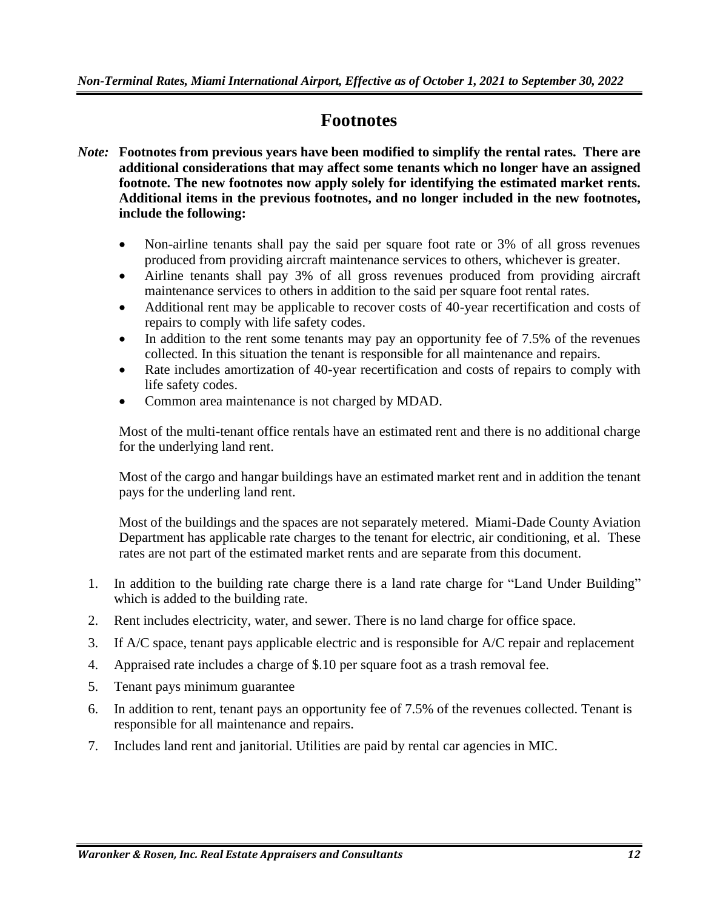# Footnotes

***Note:*** **Footnotes from previous years have been modified to simplify the rental rates. There are additional considerations that may affect some tenants which no longer have an assigned footnote. The new footnotes now apply solely for identifying the estimated market rents. Additional items in the previous footnotes, and no longer included in the new footnotes, include the following:**

- Non-airline tenants shall pay the said per square foot rate or 3% of all gross revenues produced from providing aircraft maintenance services to others, whichever is greater.
- Airline tenants shall pay 3% of all gross revenues produced from providing aircraft maintenance services to others in addition to the said per square foot rental rates.
- Additional rent may be applicable to recover costs of 40-year recertification and costs of repairs to comply with life safety codes.
- In addition to the rent some tenants may pay an opportunity fee of 7.5% of the revenues collected. In this situation the tenant is responsible for all maintenance and repairs.
- Rate includes amortization of 40-year recertification and costs of repairs to comply with life safety codes.
- Common area maintenance is not charged by MDAD.

Most of the multi-tenant office rentals have an estimated rent and there is no additional charge for the underlying land rent.

Most of the cargo and hangar buildings have an estimated market rent and in addition the tenant pays for the underling land rent.

Most of the buildings and the spaces are not separately metered. Miami-Dade County Aviation Department has applicable rate charges to the tenant for electric, air conditioning, et al. These rates are not part of the estimated market rents and are separate from this document.

1. In addition to the building rate charge there is a land rate charge for "Land Under Building" which is added to the building rate.
2. Rent includes electricity, water, and sewer. There is no land charge for office space.
3. If A/C space, tenant pays applicable electric and is responsible for A/C repair and replacement
4. Appraised rate includes a charge of $.10 per square foot as a trash removal fee.
5. Tenant pays minimum guarantee
6. In addition to rent, tenant pays an opportunity fee of 7.5% of the revenues collected. Tenant is responsible for all maintenance and repairs.
7. Includes land rent and janitorial. Utilities are paid by rental car agencies in MIC.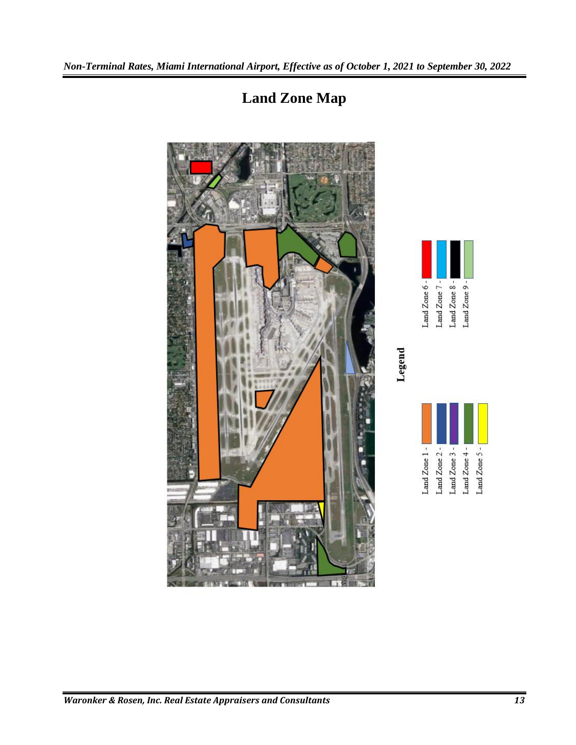# Land Zone Map

Legend

Land Zone 1 -

Land Zone 2 -

Land Zone 3 -

Land Zone 4 -

Land Zone 5 -

Land Zone 6 -

Land Zone 7 -

Land Zone 8 -

Land Zone 9 -